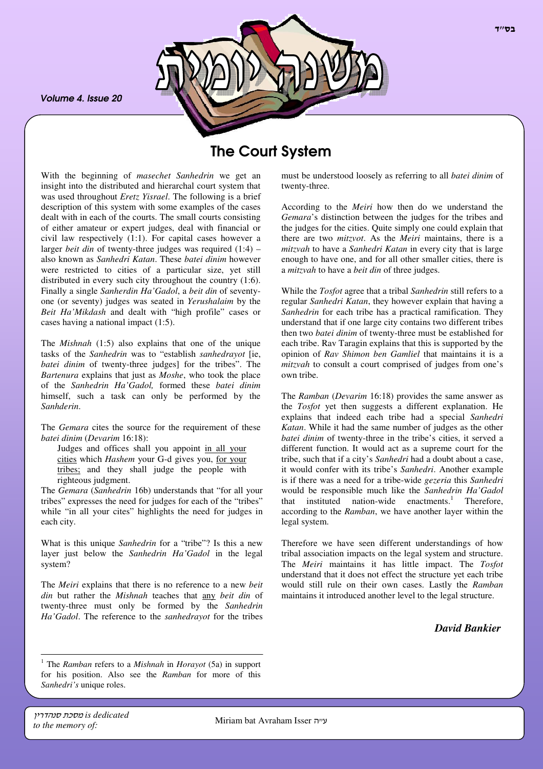בס"ד

# משנה יומית

*Volume 4. Issue 20*

## The Court System

With the beginning of *masechet Sanhedrin* we get an insight into the distributed and hierarchal court system that was used throughout *Eretz Yisrael*. The following is a brief description of this system with some examples of the cases dealt with in each of the courts. The small courts consisting of either amateur or expert judges, deal with financial or civil law respectively (1:1). For capital cases however a larger *beit din* of twenty-three judges was required (1:4) – also known as *Sanhedri Katan*. These *batei dinim* however were restricted to cities of a particular size, yet still distributed in every such city throughout the country (1:6). Finally a single *Sanherdin Ha'Gadol*, a *beit din* of seventy-one (or seventy) judges was seated in *Yerushalaim* by the *Beit Ha'Mikdash* and dealt with "high profile" cases or cases having a national impact (1:5).

The *Mishnah* (1:5) also explains that one of the unique tasks of the *Sanhedrin* was to "establish *sanhedrayot* [ie, *batei dinim* of twenty-three judges] for the tribes". The *Bartenura* explains that just as *Moshe*, who took the place of the *Sanhedrin Ha'Gadol,* formed these *batei dinim* himself, such a task can only be performed by the *Sanhderin*.

The *Gemara* cites the source for the requirement of these *batei dinim* (*Devarim* 16:18):

> Judges and offices shall you appoint in all your cities which *Hashem* your G-d gives you, for your tribes; and they shall judge the people with righteous judgment.

The *Gemara* (*Sanhedrin* 16b) understands that "for all your tribes" expresses the need for judges for each of the "tribes" while "in all your cites" highlights the need for judges in each city.

What is this unique *Sanhedrin* for a "tribe"? Is this a new layer just below the *Sanhedrin Ha'Gadol* in the legal system?

The *Meiri* explains that there is no reference to a new *beit din* but rather the *Mishnah* teaches that any *beit din* of twenty-three must only be formed by the *Sanhedrin Ha'Gadol*. The reference to the *sanhedrayot* for the tribes must be understood loosely as referring to all *batei dinim* of twenty-three.

According to the *Meiri* how then do we understand the *Gemara*'s distinction between the judges for the tribes and the judges for the cities. Quite simply one could explain that there are two *mitzvot*. As the *Meiri* maintains, there is a *mitzvah* to have a *Sanhedri Katan* in every city that is large enough to have one, and for all other smaller cities, there is a *mitzvah* to have a *beit din* of three judges.

While the *Tosfot* agree that a tribal *Sanhedrin* still refers to a regular *Sanhedri Katan*, they however explain that having a *Sanhedrin* for each tribe has a practical ramification. They understand that if one large city contains two different tribes then two *batei dinim* of twenty-three must be established for each tribe. Rav Taragin explains that this is supported by the opinion of *Rav Shimon ben Gamliel* that maintains it is a *mitzvah* to consult a court comprised of judges from one's own tribe.

The *Ramban* (*Devarim* 16:18) provides the same answer as the *Tosfot* yet then suggests a different explanation. He explains that indeed each tribe had a special *Sanhedri Katan*. While it had the same number of judges as the other *batei dinim* of twenty-three in the tribe's cities, it served a different function. It would act as a supreme court for the tribe, such that if a city's *Sanhedri* had a doubt about a case, it would confer with its tribe's *Sanhedri*. Another example is if there was a need for a tribe-wide *gezeria* this *Sanhedri* would be responsible much like the *Sanhedrin Ha'Gadol* that instituted nation-wide enactments.[1] Therefore, according to the *Ramban*, we have another layer within the legal system.

Therefore we have seen different understandings of how tribal association impacts on the legal system and structure. The *Meiri* maintains it has little impact. The *Tosfot* understand that it does not effect the structure yet each tribe would still rule on their own cases. Lastly the *Ramban* maintains it introduced another level to the legal structure.

***David Bankier***

---

[1] The *Ramban* refers to a *Mishnah* in *Horayot* (5a) in support for his position. Also see the *Ramban* for more of this *Sanhedri's* unique roles.

*מסכת סנהדרין is dedicated to the memory of:* Miriam bat Avraham Isser ע"ה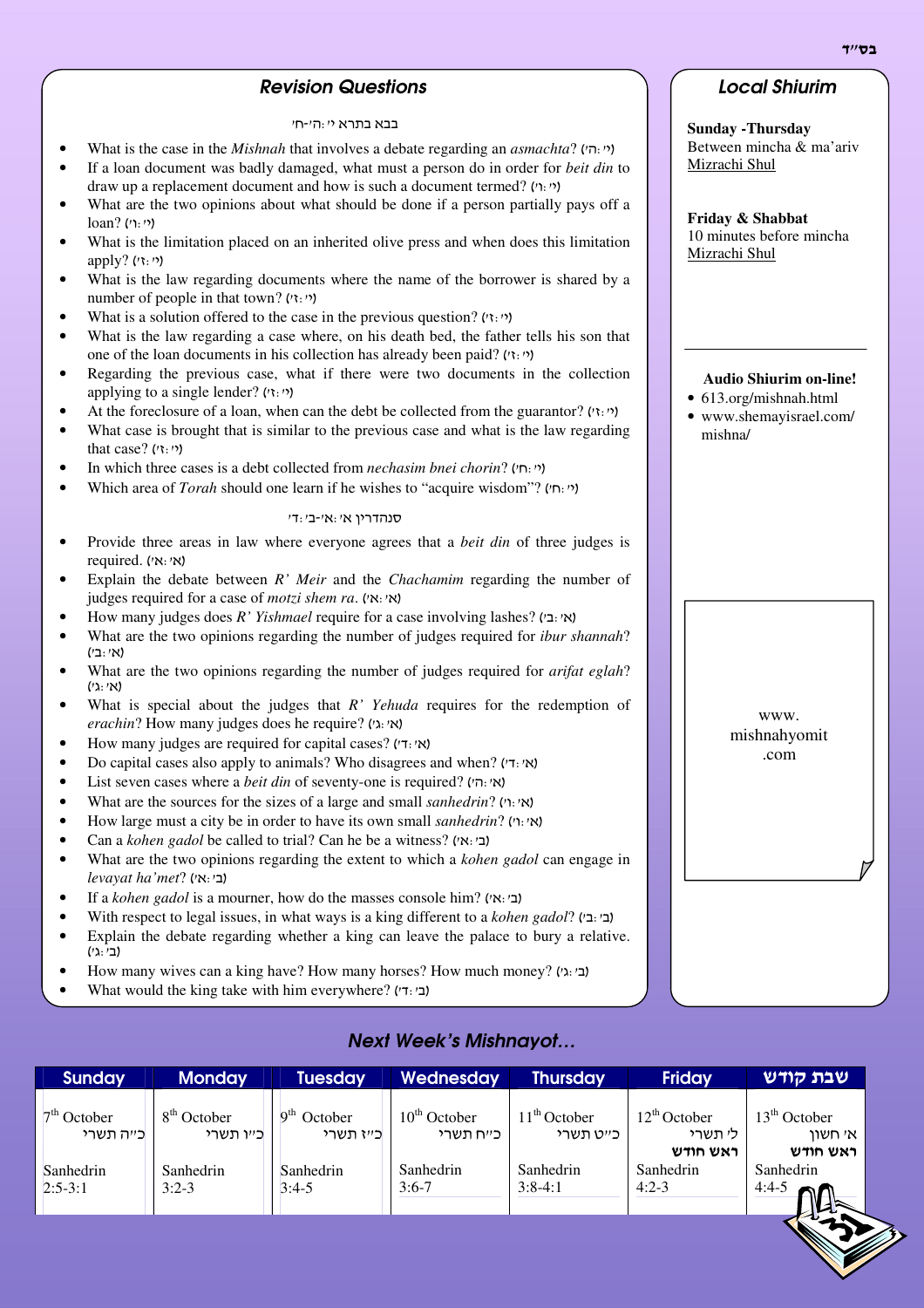## Revision Questions

בבא בתרא י׳:ה׳-ח׳

- What is the case in the *Mishnah* that involves a debate regarding an *asmachta*? (י׳:ה׳)
- If a loan document was badly damaged, what must a person do in order for *beit din* to draw up a replacement document and how is such a document termed? (י׳:ו׳)
- What are the two opinions about what should be done if a person partially pays off a loan? (י׳:ו׳)
- What is the limitation placed on an inherited olive press and when does this limitation apply? (י׳:ז׳)
- What is the law regarding documents where the name of the borrower is shared by a number of people in that town? (י׳:ז׳)
- What is a solution offered to the case in the previous question? (י׳:ז׳)
- What is the law regarding a case where, on his death bed, the father tells his son that one of the loan documents in his collection has already been paid? (י׳:ז׳)
- Regarding the previous case, what if there were two documents in the collection applying to a single lender? (י׳:ז׳)
- At the foreclosure of a loan, when can the debt be collected from the guarantor? (י׳:ז׳)
- What case is brought that is similar to the previous case and what is the law regarding that case? (י׳:ז׳)
- In which three cases is a debt collected from *nechasim bnei chorin*? (י׳:ח׳)
- Which area of *Torah* should one learn if he wishes to "acquire wisdom"? (י׳:ח׳)

סנהדרין א׳:א׳-ב׳:ד׳

- Provide three areas in law where everyone agrees that a *beit din* of three judges is required. (א׳:א׳)
- Explain the debate between *R' Meir* and the *Chachamim* regarding the number of judges required for a case of *motzi shem ra*. (א׳:א׳)
- How many judges does *R' Yishmael* require for a case involving lashes? (א׳:ב׳)
- What are the two opinions regarding the number of judges required for *ibur shannah*? (א׳:ב׳)
- What are the two opinions regarding the number of judges required for *arifat eglah*? (א׳:ג׳)
- What is special about the judges that *R' Yehuda* requires for the redemption of *erachin*? How many judges does he require? (א׳:ג׳)
- How many judges are required for capital cases? (א׳:ד׳)
- Do capital cases also apply to animals? Who disagrees and when? (א׳:ד׳)
- List seven cases where a *beit din* of seventy-one is required? (א׳:ה׳)
- What are the sources for the sizes of a large and small *sanhedrin*? (א׳:ו׳)
- How large must a city be in order to have its own small *sanhedrin*? (א׳:ו׳)
- Can a *kohen gadol* be called to trial? Can he be a witness? (ב׳:א׳)
- What are the two opinions regarding the extent to which a *kohen gadol* can engage in *levayat ha'met*? (ב׳:א׳)
- If a *kohen gadol* is a mourner, how do the masses console him? (ב׳:א׳)
- With respect to legal issues, in what ways is a king different to a *kohen gadol*? (ב׳:ב׳)
- Explain the debate regarding whether a king can leave the palace to bury a relative. (ב׳:ג׳)
- How many wives can a king have? How many horses? How much money? (ב׳:ג׳)
- What would the king take with him everywhere? (ב׳:ד׳)

## Local Shiurim

**Sunday -Thursday**
Between mincha & ma'ariv
Mizrachi Shul

**Friday & Shabbat**
10 minutes before mincha
Mizrachi Shul

**Audio Shiurim on-line!**

- 613.org/mishnah.html
- www.shemayisrael.com/mishna/

www.mishnahyomit.com

## Next Week's Mishnayot...

| Sunday | Monday | Tuesday | Wednesday | Thursday | Friday | שבת קודש |
|---|---|---|---|---|---|---|
| 7th October<br>כ״ה תשרי | 8th October<br>כ״ו תשרי | 9th October<br>כ״ז תשרי | 10th October<br>כ״ח תשרי | 11th October<br>כ״ט תשרי | 12th October<br>ל׳ תשרי<br>**ראש חודש** | 13th October<br>א׳ חשון<br>**ראש חודש** |
| Sanhedrin<br>2:5-3:1 | Sanhedrin<br>3:2-3 | Sanhedrin<br>3:4-5 | Sanhedrin<br>3:6-7 | Sanhedrin<br>3:8-4:1 | Sanhedrin<br>4:2-3 | Sanhedrin<br>4:4-5 |